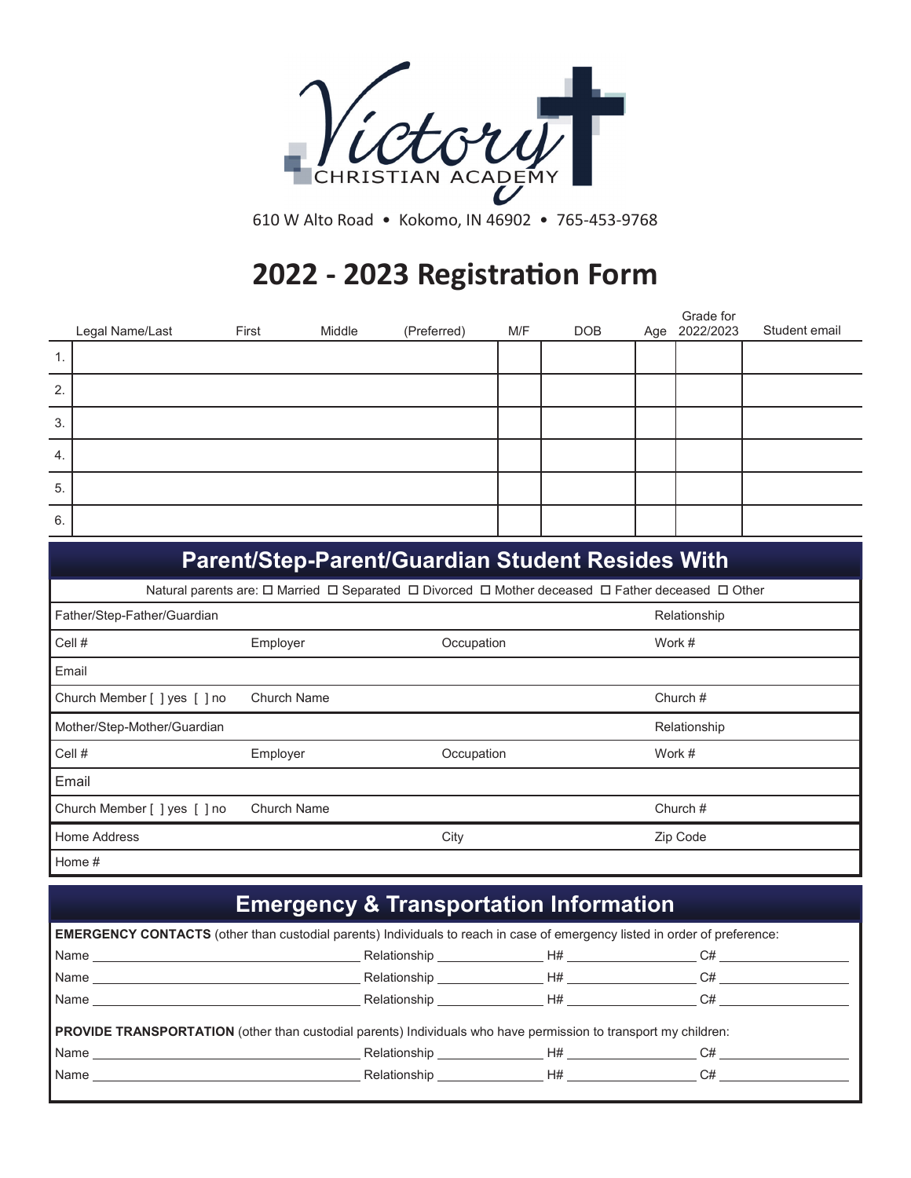# Victory Christian Academy

610 W Alto Road • Kokomo, IN 46902 • 765-453-9768

# 2022 - 2023 Registration Form

| | Legal Name/Last First Middle (Preferred) | M/F | DOB | Age | Grade for 2022/2023 | Student email |
|---|---|---|---|---|---|---|
| 1. | | | | | | |
| 2. | | | | | | |
| 3. | | | | | | |
| 4. | | | | | | |
| 5. | | | | | | |
| 6. | | | | | | |

## Parent/Step-Parent/Guardian Student Resides With

Natural parents are: ☐ Married ☐ Separated ☐ Divorced ☐ Mother deceased ☐ Father deceased ☐ Other

| | | | |
|---|---|---|---|
| Father/Step-Father/Guardian | | | Relationship |
| Cell # | Employer | Occupation | Work # |
| Email | | | |
| Church Member [ ] yes [ ] no | Church Name | | Church # |
| Mother/Step-Mother/Guardian | | | Relationship |
| Cell # | Employer | Occupation | Work # |
| Email | | | |
| Church Member [ ] yes [ ] no | Church Name | | Church # |
| Home Address | | City | Zip Code |
| Home # | | | |

## Emergency & Transportation Information

**EMERGENCY CONTACTS** (other than custodial parents) Individuals to reach in case of emergency listed in order of preference:

Name ______________________ Relationship ____________ H# ______________ C# ______________

Name ______________________ Relationship ____________ H# ______________ C# ______________

Name ______________________ Relationship ____________ H# ______________ C# ______________

**PROVIDE TRANSPORTATION** (other than custodial parents) Individuals who have permission to transport my children:

Name ______________________ Relationship ____________ H# ______________ C# ______________

Name ______________________ Relationship ____________ H# ______________ C# ______________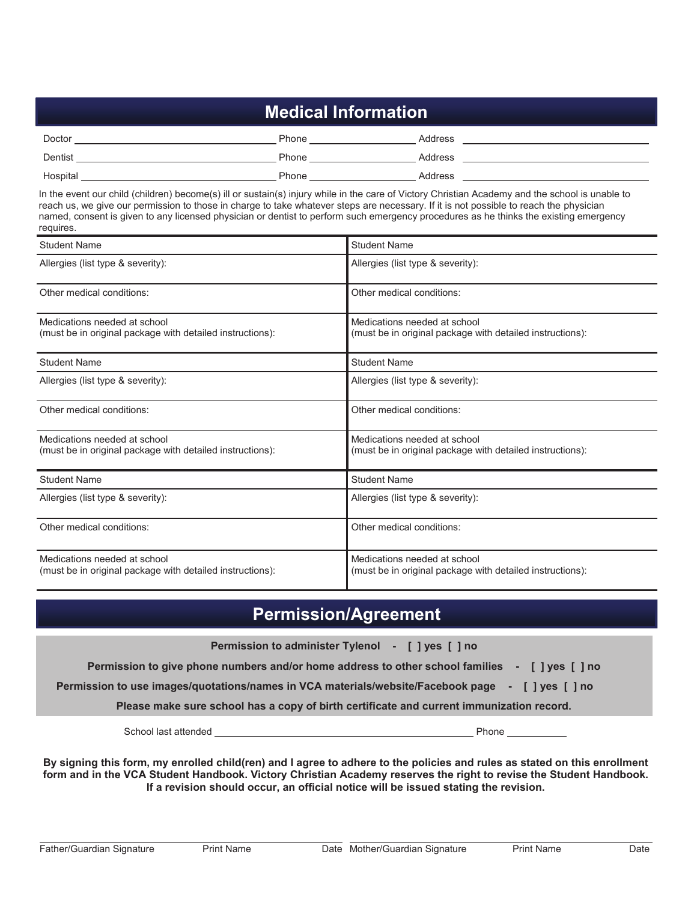## Medical Information

Doctor \_\_\_\_\_\_\_\_\_\_\_\_\_\_\_\_\_\_\_\_ Phone \_\_\_\_\_\_\_\_\_\_\_\_ Address \_\_\_\_\_\_\_\_\_\_\_\_\_\_\_\_\_\_\_\_

Dentist \_\_\_\_\_\_\_\_\_\_\_\_\_\_\_\_\_\_\_\_ Phone \_\_\_\_\_\_\_\_\_\_\_\_ Address \_\_\_\_\_\_\_\_\_\_\_\_\_\_\_\_\_\_\_\_

Hospital \_\_\_\_\_\_\_\_\_\_\_\_\_\_\_\_\_\_\_\_ Phone \_\_\_\_\_\_\_\_\_\_\_\_ Address \_\_\_\_\_\_\_\_\_\_\_\_\_\_\_\_\_\_\_\_

In the event our child (children) become(s) ill or sustain(s) injury while in the care of Victory Christian Academy and the school is unable to reach us, we give our permission to those in charge to take whatever steps are necessary. If it is not possible to reach the physician named, consent is given to any licensed physician or dentist to perform such emergency procedures as he thinks the existing emergency requires.

| | |
|---|---|
| Student Name | Student Name |
| Allergies (list type & severity): | Allergies (list type & severity): |
| Other medical conditions: | Other medical conditions: |
| Medications needed at school (must be in original package with detailed instructions): | Medications needed at school (must be in original package with detailed instructions): |
| Student Name | Student Name |
| Allergies (list type & severity): | Allergies (list type & severity): |
| Other medical conditions: | Other medical conditions: |
| Medications needed at school (must be in original package with detailed instructions): | Medications needed at school (must be in original package with detailed instructions): |
| Student Name | Student Name |
| Allergies (list type & severity): | Allergies (list type & severity): |
| Other medical conditions: | Other medical conditions: |
| Medications needed at school (must be in original package with detailed instructions): | Medications needed at school (must be in original package with detailed instructions): |

## Permission/Agreement

**Permission to administer Tylenol - [ ] yes [ ] no**

**Permission to give phone numbers and/or home address to other school families - [ ] yes [ ] no**

**Permission to use images/quotations/names in VCA materials/website/Facebook page - [ ] yes [ ] no**

**Please make sure school has a copy of birth certificate and current immunization record.**

School last attended \_\_\_\_\_\_\_\_\_\_\_\_\_\_\_\_\_\_\_\_\_\_\_\_\_\_\_\_ Phone \_\_\_\_\_\_\_\_\_\_

**By signing this form, my enrolled child(ren) and I agree to adhere to the policies and rules as stated on this enrollment form and in the VCA Student Handbook. Victory Christian Academy reserves the right to revise the Student Handbook. If a revision should occur, an official notice will be issued stating the revision.**

\_\_\_\_\_\_\_\_\_\_\_\_\_\_\_\_\_\_\_\_\_\_\_\_\_\_\_\_ \_\_\_\_\_\_\_\_\_\_\_\_\_\_\_\_\_\_\_\_\_\_\_\_\_\_\_\_

Father/Guardian Signature Print Name Date Mother/Guardian Signature Print Name Date